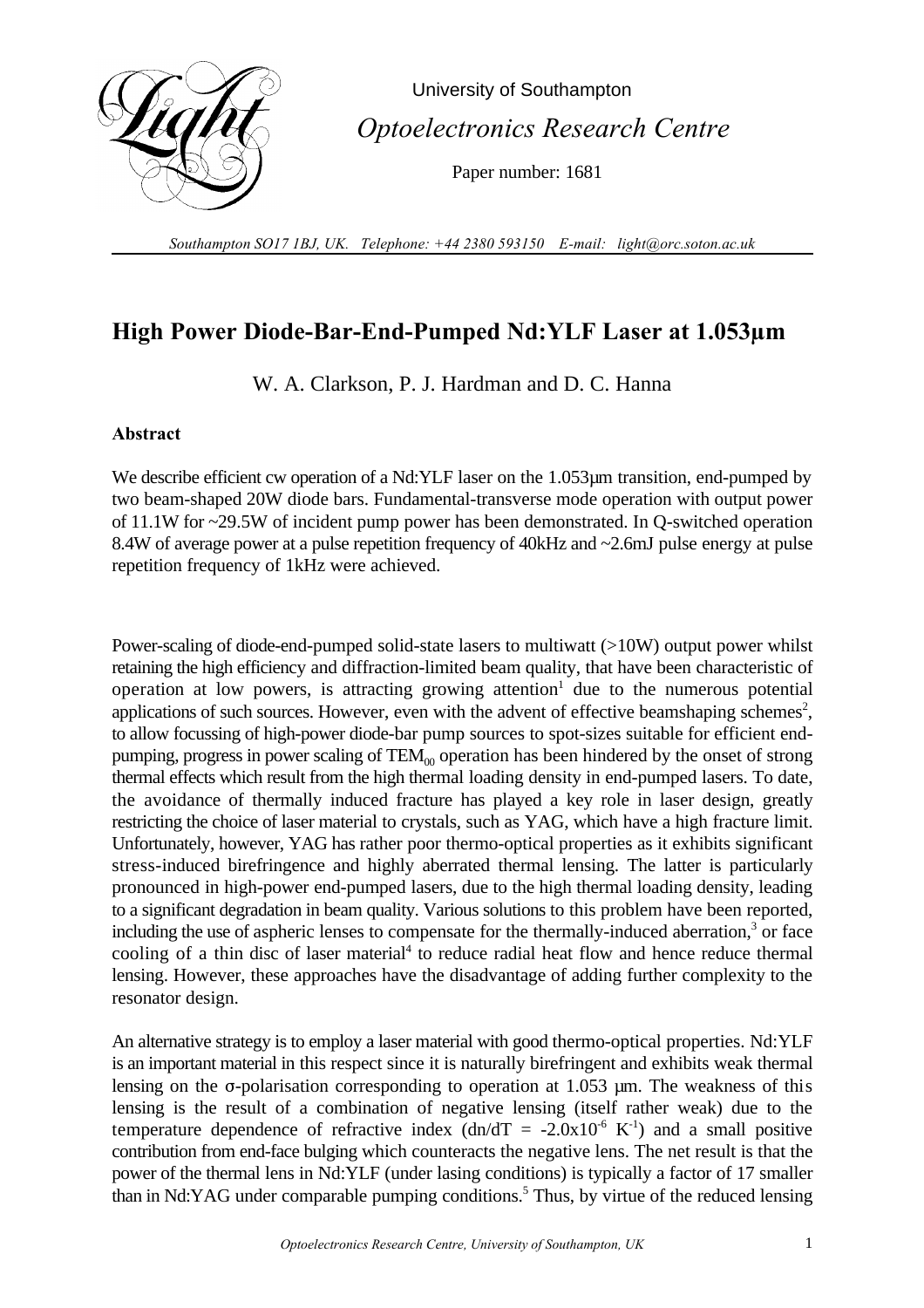University of Southampton

*Optoelectronics Research Centre*

Paper number: 1681

*Southampton SO17 1BJ, UK. Telephone: +44 2380 593150 E-mail: light@orc.soton.ac.uk*

# High Power Diode-Bar-End-Pumped Nd:YLF Laser at 1.053µm

W. A. Clarkson, P. J. Hardman and D. C. Hanna

**Abstract**

We describe efficient cw operation of a Nd:YLF laser on the 1.053µm transition, end-pumped by two beam-shaped 20W diode bars. Fundamental-transverse mode operation with output power of 11.1W for ~29.5W of incident pump power has been demonstrated. In Q-switched operation 8.4W of average power at a pulse repetition frequency of 40kHz and ~2.6mJ pulse energy at pulse repetition frequency of 1kHz were achieved.

Power-scaling of diode-end-pumped solid-state lasers to multiwatt (>10W) output power whilst retaining the high efficiency and diffraction-limited beam quality, that have been characteristic of operation at low powers, is attracting growing attention[1] due to the numerous potential applications of such sources. However, even with the advent of effective beamshaping schemes[2], to allow focussing of high-power diode-bar pump sources to spot-sizes suitable for efficient end-pumping, progress in power scaling of $TEM_{00}$ operation has been hindered by the onset of strong thermal effects which result from the high thermal loading density in end-pumped lasers. To date, the avoidance of thermally induced fracture has played a key role in laser design, greatly restricting the choice of laser material to crystals, such as YAG, which have a high fracture limit. Unfortunately, however, YAG has rather poor thermo-optical properties as it exhibits significant stress-induced birefringence and highly aberrated thermal lensing. The latter is particularly pronounced in high-power end-pumped lasers, due to the high thermal loading density, leading to a significant degradation in beam quality. Various solutions to this problem have been reported, including the use of aspheric lenses to compensate for the thermally-induced aberration,[3] or face cooling of a thin disc of laser material[4] to reduce radial heat flow and hence reduce thermal lensing. However, these approaches have the disadvantage of adding further complexity to the resonator design.

An alternative strategy is to employ a laser material with good thermo-optical properties. Nd:YLF is an important material in this respect since it is naturally birefringent and exhibits weak thermal lensing on the σ-polarisation corresponding to operation at 1.053 µm. The weakness of this lensing is the result of a combination of negative lensing (itself rather weak) due to the temperature dependence of refractive index ($dn/dT = -2.0 \times 10^{-6}\ K^{-1}$) and a small positive contribution from end-face bulging which counteracts the negative lens. The net result is that the power of the thermal lens in Nd:YLF (under lasing conditions) is typically a factor of 17 smaller than in Nd:YAG under comparable pumping conditions.[5] Thus, by virtue of the reduced lensing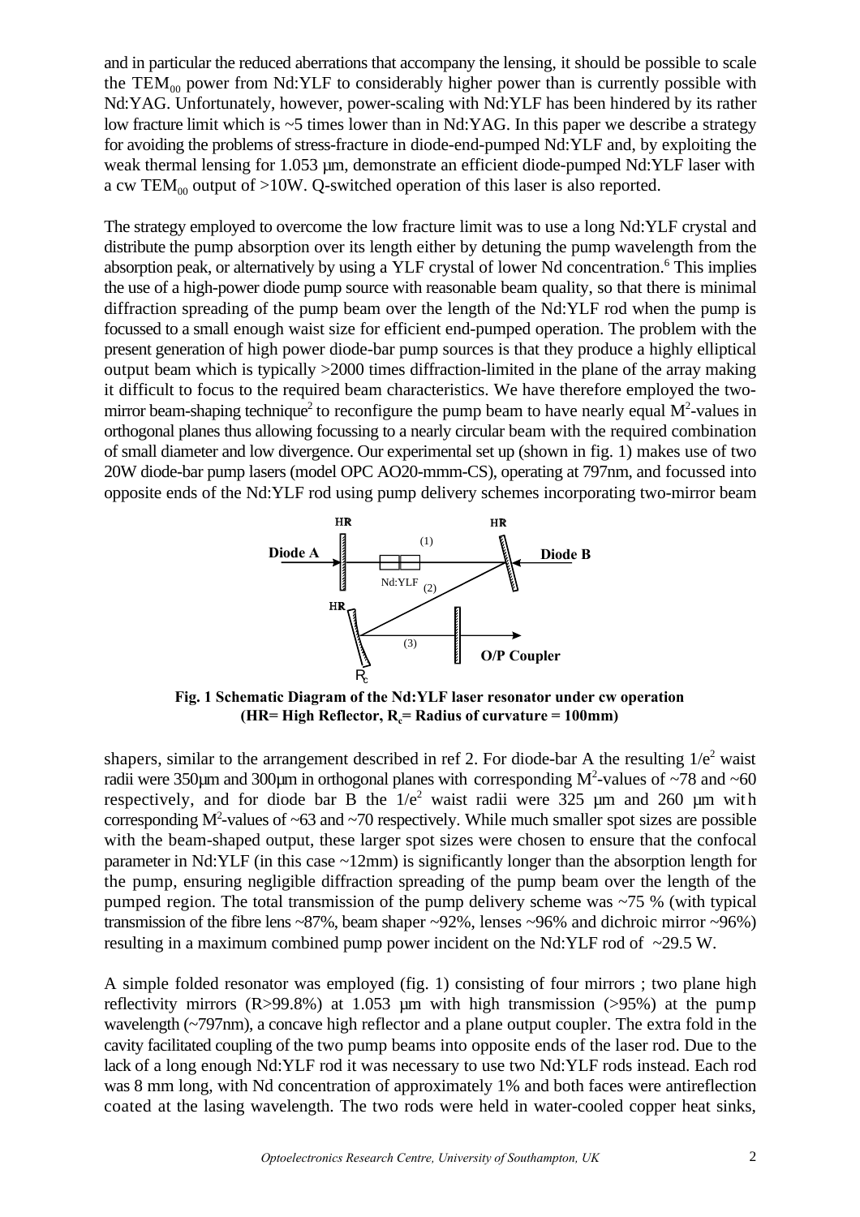and in particular the reduced aberrations that accompany the lensing, it should be possible to scale the $TEM_{00}$ power from Nd:YLF to considerably higher power than is currently possible with Nd:YAG. Unfortunately, however, power-scaling with Nd:YLF has been hindered by its rather low fracture limit which is ~5 times lower than in Nd:YAG. In this paper we describe a strategy for avoiding the problems of stress-fracture in diode-end-pumped Nd:YLF and, by exploiting the weak thermal lensing for 1.053 µm, demonstrate an efficient diode-pumped Nd:YLF laser with a cw $TEM_{00}$ output of >10W. Q-switched operation of this laser is also reported.

The strategy employed to overcome the low fracture limit was to use a long Nd:YLF crystal and distribute the pump absorption over its length either by detuning the pump wavelength from the absorption peak, or alternatively by using a YLF crystal of lower Nd concentration.[6] This implies the use of a high-power diode pump source with reasonable beam quality, so that there is minimal diffraction spreading of the pump beam over the length of the Nd:YLF rod when the pump is focussed to a small enough waist size for efficient end-pumped operation. The problem with the present generation of high power diode-bar pump sources is that they produce a highly elliptical output beam which is typically >2000 times diffraction-limited in the plane of the array making it difficult to focus to the required beam characteristics. We have therefore employed the two-mirror beam-shaping technique[2] to reconfigure the pump beam to have nearly equal $M^2$-values in orthogonal planes thus allowing focussing to a nearly circular beam with the required combination of small diameter and low divergence. Our experimental set up (shown in fig. 1) makes use of two 20W diode-bar pump lasers (model OPC AO20-mmm-CS), operating at 797nm, and focussed into opposite ends of the Nd:YLF rod using pump delivery schemes incorporating two-mirror beam

**Fig. 1 Schematic Diagram of the Nd:YLF laser resonator under cw operation (HR= High Reflector, $R_c$= Radius of curvature = 100mm)**

shapers, similar to the arrangement described in ref 2. For diode-bar A the resulting $1/e^2$ waist radii were 350µm and 300µm in orthogonal planes with corresponding $M^2$-values of ~78 and ~60 respectively, and for diode bar B the $1/e^2$ waist radii were 325 µm and 260 µm with corresponding $M^2$-values of ~63 and ~70 respectively. While much smaller spot sizes are possible with the beam-shaped output, these larger spot sizes were chosen to ensure that the confocal parameter in Nd:YLF (in this case ~12mm) is significantly longer than the absorption length for the pump, ensuring negligible diffraction spreading of the pump beam over the length of the pumped region. The total transmission of the pump delivery scheme was ~75 % (with typical transmission of the fibre lens ~87%, beam shaper ~92%, lenses ~96% and dichroic mirror ~96%) resulting in a maximum combined pump power incident on the Nd:YLF rod of ~29.5 W.

A simple folded resonator was employed (fig. 1) consisting of four mirrors ; two plane high reflectivity mirrors (R>99.8%) at 1.053 µm with high transmission (>95%) at the pump wavelength (~797nm), a concave high reflector and a plane output coupler. The extra fold in the cavity facilitated coupling of the two pump beams into opposite ends of the laser rod. Due to the lack of a long enough Nd:YLF rod it was necessary to use two Nd:YLF rods instead. Each rod was 8 mm long, with Nd concentration of approximately 1% and both faces were antireflection coated at the lasing wavelength. The two rods were held in water-cooled copper heat sinks,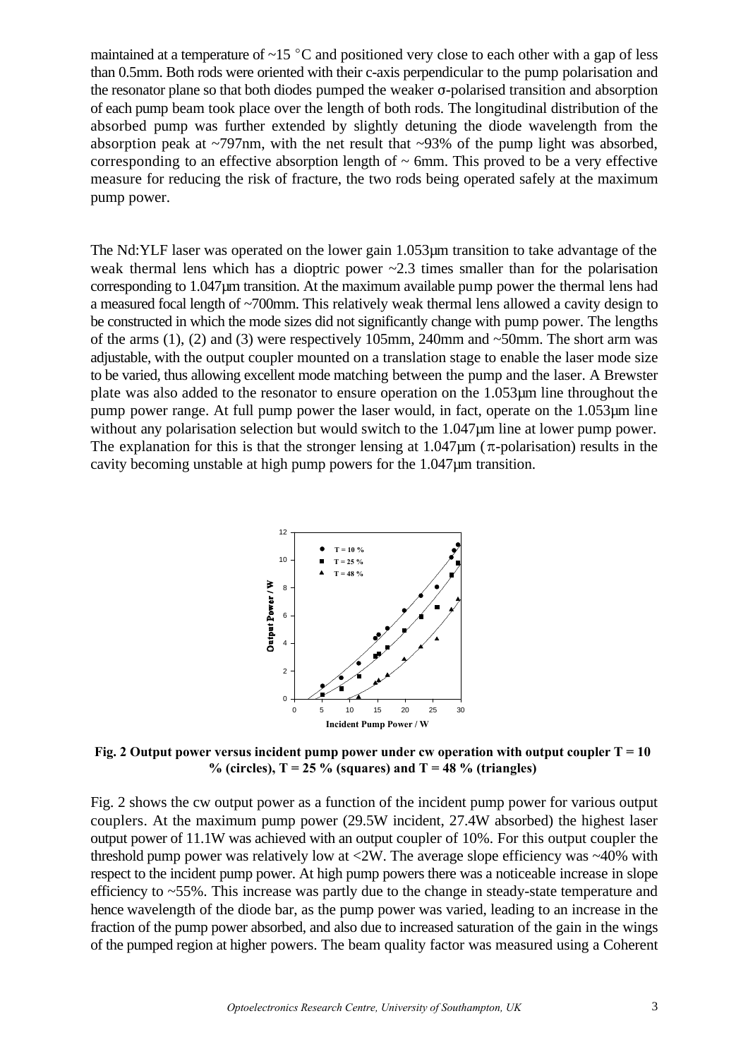maintained at a temperature of ~15 °C and positioned very close to each other with a gap of less than 0.5mm. Both rods were oriented with their c-axis perpendicular to the pump polarisation and the resonator plane so that both diodes pumped the weaker σ-polarised transition and absorption of each pump beam took place over the length of both rods. The longitudinal distribution of the absorbed pump was further extended by slightly detuning the diode wavelength from the absorption peak at ~797nm, with the net result that ~93% of the pump light was absorbed, corresponding to an effective absorption length of ~ 6mm. This proved to be a very effective measure for reducing the risk of fracture, the two rods being operated safely at the maximum pump power.

The Nd:YLF laser was operated on the lower gain 1.053μm transition to take advantage of the weak thermal lens which has a dioptric power ~2.3 times smaller than for the polarisation corresponding to 1.047μm transition. At the maximum available pump power the thermal lens had a measured focal length of ~700mm. This relatively weak thermal lens allowed a cavity design to be constructed in which the mode sizes did not significantly change with pump power. The lengths of the arms (1), (2) and (3) were respectively 105mm, 240mm and ~50mm. The short arm was adjustable, with the output coupler mounted on a translation stage to enable the laser mode size to be varied, thus allowing excellent mode matching between the pump and the laser. A Brewster plate was also added to the resonator to ensure operation on the 1.053μm line throughout the pump power range. At full pump power the laser would, in fact, operate on the 1.053μm line without any polarisation selection but would switch to the 1.047μm line at lower pump power. The explanation for this is that the stronger lensing at 1.047μm (π-polarisation) results in the cavity becoming unstable at high pump powers for the 1.047μm transition.

**Fig. 2 Output power versus incident pump power under cw operation with output coupler T = 10 % (circles), T = 25 % (squares) and T = 48 % (triangles)**

Fig. 2 shows the cw output power as a function of the incident pump power for various output couplers. At the maximum pump power (29.5W incident, 27.4W absorbed) the highest laser output power of 11.1W was achieved with an output coupler of 10%. For this output coupler the threshold pump power was relatively low at <2W. The average slope efficiency was ~40% with respect to the incident pump power. At high pump powers there was a noticeable increase in slope efficiency to ~55%. This increase was partly due to the change in steady-state temperature and hence wavelength of the diode bar, as the pump power was varied, leading to an increase in the fraction of the pump power absorbed, and also due to increased saturation of the gain in the wings of the pumped region at higher powers. The beam quality factor was measured using a Coherent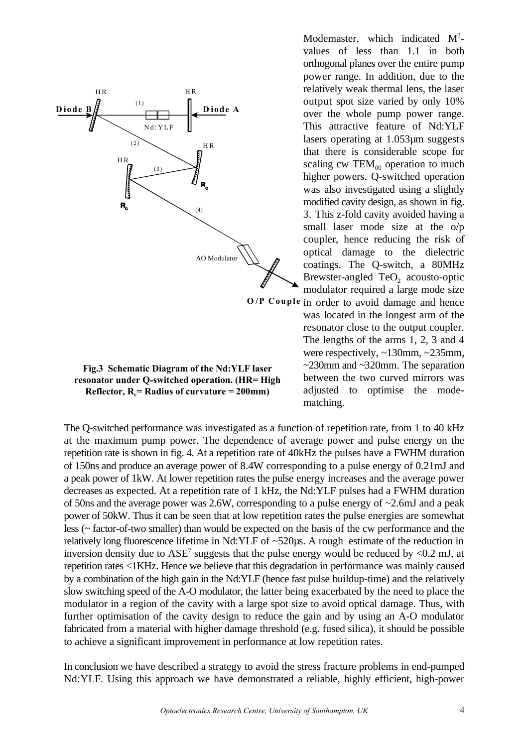Modemaster, which indicated $M^2$-values of less than 1.1 in both orthogonal planes over the entire pump power range. In addition, due to the relatively weak thermal lens, the laser output spot size varied by only 10% over the whole pump power range. This attractive feature of Nd:YLF lasers operating at 1.053µm suggests that there is considerable scope for scaling cw $TEM_{00}$ operation to much higher powers. Q-switched operation was also investigated using a slightly modified cavity design, as shown in fig. 3. This z-fold cavity avoided having a small laser mode size at the o/p coupler, hence reducing the risk of optical damage to the dielectric coatings. The Q-switch, a 80MHz Brewster-angled $TeO_2$ acousto-optic modulator required a large mode size in order to avoid damage and hence was located in the longest arm of the resonator close to the output coupler. The lengths of the arms 1, 2, 3 and 4 were respectively, ~130mm, ~235mm, ~230mm and ~320mm. The separation between the two curved mirrors was adjusted to optimise the mode-matching.

**Fig.3 Schematic Diagram of the Nd:YLF laser resonator under Q-switched operation. (HR= High Reflector, $R_c$= Radius of curvature = 200mm)**

The Q-switched performance was investigated as a function of repetition rate, from 1 to 40 kHz at the maximum pump power. The dependence of average power and pulse energy on the repetition rate is shown in fig. 4. At a repetition rate of 40kHz the pulses have a FWHM duration of 150ns and produce an average power of 8.4W corresponding to a pulse energy of 0.21mJ and a peak power of 1kW. At lower repetition rates the pulse energy increases and the average power decreases as expected. At a repetition rate of 1 kHz, the Nd:YLF pulses had a FWHM duration of 50ns and the average power was 2.6W, corresponding to a pulse energy of ~2.6mJ and a peak power of 50kW. Thus it can be seen that at low repetition rates the pulse energies are somewhat less (~ factor-of-two smaller) than would be expected on the basis of the cw performance and the relatively long fluorescence lifetime in Nd:YLF of ~520µs. A rough estimate of the reduction in inversion density due to ASE[7] suggests that the pulse energy would be reduced by <0.2 mJ, at repetition rates <1KHz. Hence we believe that this degradation in performance was mainly caused by a combination of the high gain in the Nd:YLF (hence fast pulse buildup-time) and the relatively slow switching speed of the A-O modulator, the latter being exacerbated by the need to place the modulator in a region of the cavity with a large spot size to avoid optical damage. Thus, with further optimisation of the cavity design to reduce the gain and by using an A-O modulator fabricated from a material with higher damage threshold (e.g. fused silica), it should be possible to achieve a significant improvement in performance at low repetition rates.

In conclusion we have described a strategy to avoid the stress fracture problems in end-pumped Nd:YLF. Using this approach we have demonstrated a reliable, highly efficient, high-power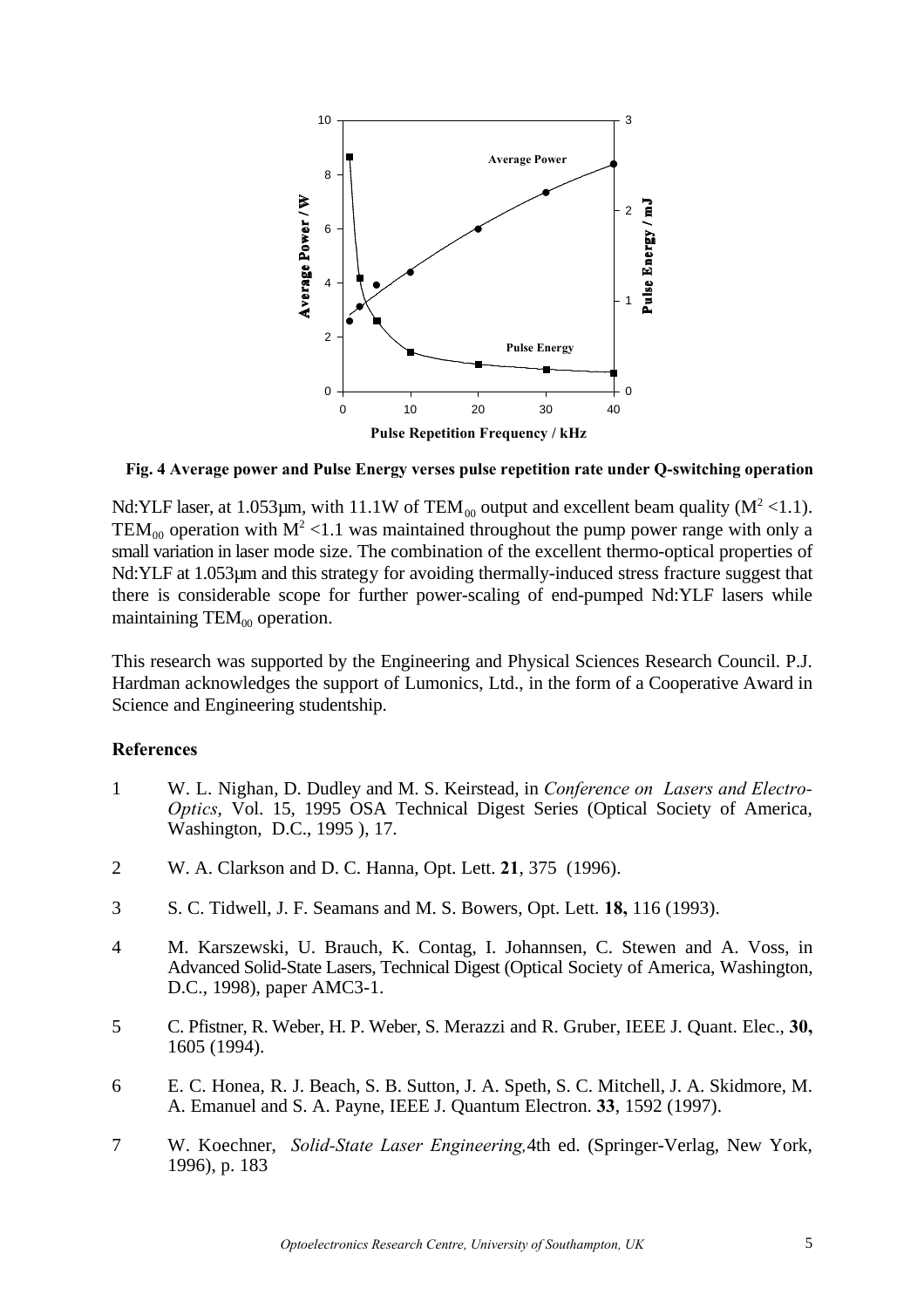10
8
6
4
2
0
0
10
20
30
40
3
2
1
0
Average Power / W
Pulse Energy / mJ
Average Power
Pulse Energy
Pulse Repetition Frequency / kHz

**Fig. 4 Average power and Pulse Energy verses pulse repetition rate under Q-switching operation**

Nd:YLF laser, at 1.053µm, with 11.1W of $TEM_{00}$ output and excellent beam quality ($M^2$ <1.1). $TEM_{00}$ operation with $M^2$ <1.1 was maintained throughout the pump power range with only a small variation in laser mode size. The combination of the excellent thermo-optical properties of Nd:YLF at 1.053µm and this strategy for avoiding thermally-induced stress fracture suggest that there is considerable scope for further power-scaling of end-pumped Nd:YLF lasers while maintaining $TEM_{00}$ operation.

This research was supported by the Engineering and Physical Sciences Research Council. P.J. Hardman acknowledges the support of Lumonics, Ltd., in the form of a Cooperative Award in Science and Engineering studentship.

## References

1. W. L. Nighan, D. Dudley and M. S. Keirstead, in *Conference on Lasers and Electro-Optics*, Vol. 15, 1995 OSA Technical Digest Series (Optical Society of America, Washington, D.C., 1995 ), 17.

2. W. A. Clarkson and D. C. Hanna, Opt. Lett. **21**, 375 (1996).

3. S. C. Tidwell, J. F. Seamans and M. S. Bowers, Opt. Lett. **18,** 116 (1993).

4. M. Karszewski, U. Brauch, K. Contag, I. Johannsen, C. Stewen and A. Voss, in Advanced Solid-State Lasers, Technical Digest (Optical Society of America, Washington, D.C., 1998), paper AMC3-1.

5. C. Pfistner, R. Weber, H. P. Weber, S. Merazzi and R. Gruber, IEEE J. Quant. Elec., **30,** 1605 (1994).

6. E. C. Honea, R. J. Beach, S. B. Sutton, J. A. Speth, S. C. Mitchell, J. A. Skidmore, M. A. Emanuel and S. A. Payne, IEEE J. Quantum Electron. **33**, 1592 (1997).

7. W. Koechner, *Solid-State Laser Engineering,* 4th ed. (Springer-Verlag, New York, 1996), p. 183